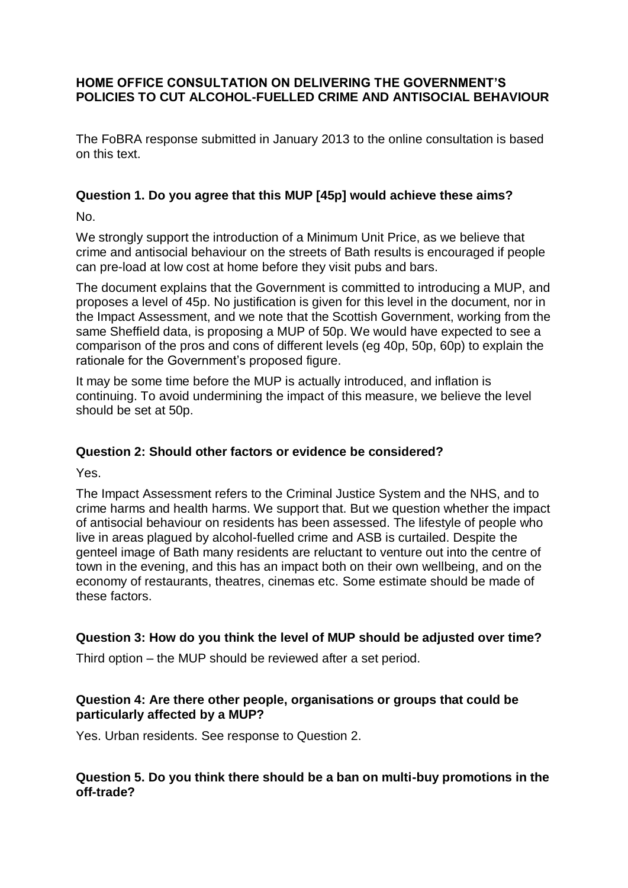**HOME OFFICE CONSULTATION ON DELIVERING THE GOVERNMENT'S POLICIES TO CUT ALCOHOL-FUELLED CRIME AND ANTISOCIAL BEHAVIOUR**

The FoBRA response submitted in January 2013 to the online consultation is based on this text.

**Question 1. Do you agree that this MUP [45p] would achieve these aims?**

No.

We strongly support the introduction of a Minimum Unit Price, as we believe that crime and antisocial behaviour on the streets of Bath results is encouraged if people can pre-load at low cost at home before they visit pubs and bars.

The document explains that the Government is committed to introducing a MUP, and proposes a level of 45p. No justification is given for this level in the document, nor in the Impact Assessment, and we note that the Scottish Government, working from the same Sheffield data, is proposing a MUP of 50p. We would have expected to see a comparison of the pros and cons of different levels (eg 40p, 50p, 60p) to explain the rationale for the Government's proposed figure.

It may be some time before the MUP is actually introduced, and inflation is continuing. To avoid undermining the impact of this measure, we believe the level should be set at 50p.

**Question 2: Should other factors or evidence be considered?**

Yes.

The Impact Assessment refers to the Criminal Justice System and the NHS, and to crime harms and health harms. We support that. But we question whether the impact of antisocial behaviour on residents has been assessed. The lifestyle of people who live in areas plagued by alcohol-fuelled crime and ASB is curtailed. Despite the genteel image of Bath many residents are reluctant to venture out into the centre of town in the evening, and this has an impact both on their own wellbeing, and on the economy of restaurants, theatres, cinemas etc. Some estimate should be made of these factors.

**Question 3: How do you think the level of MUP should be adjusted over time?**

Third option – the MUP should be reviewed after a set period.

**Question 4: Are there other people, organisations or groups that could be particularly affected by a MUP?**

Yes. Urban residents. See response to Question 2.

**Question 5. Do you think there should be a ban on multi-buy promotions in the off-trade?**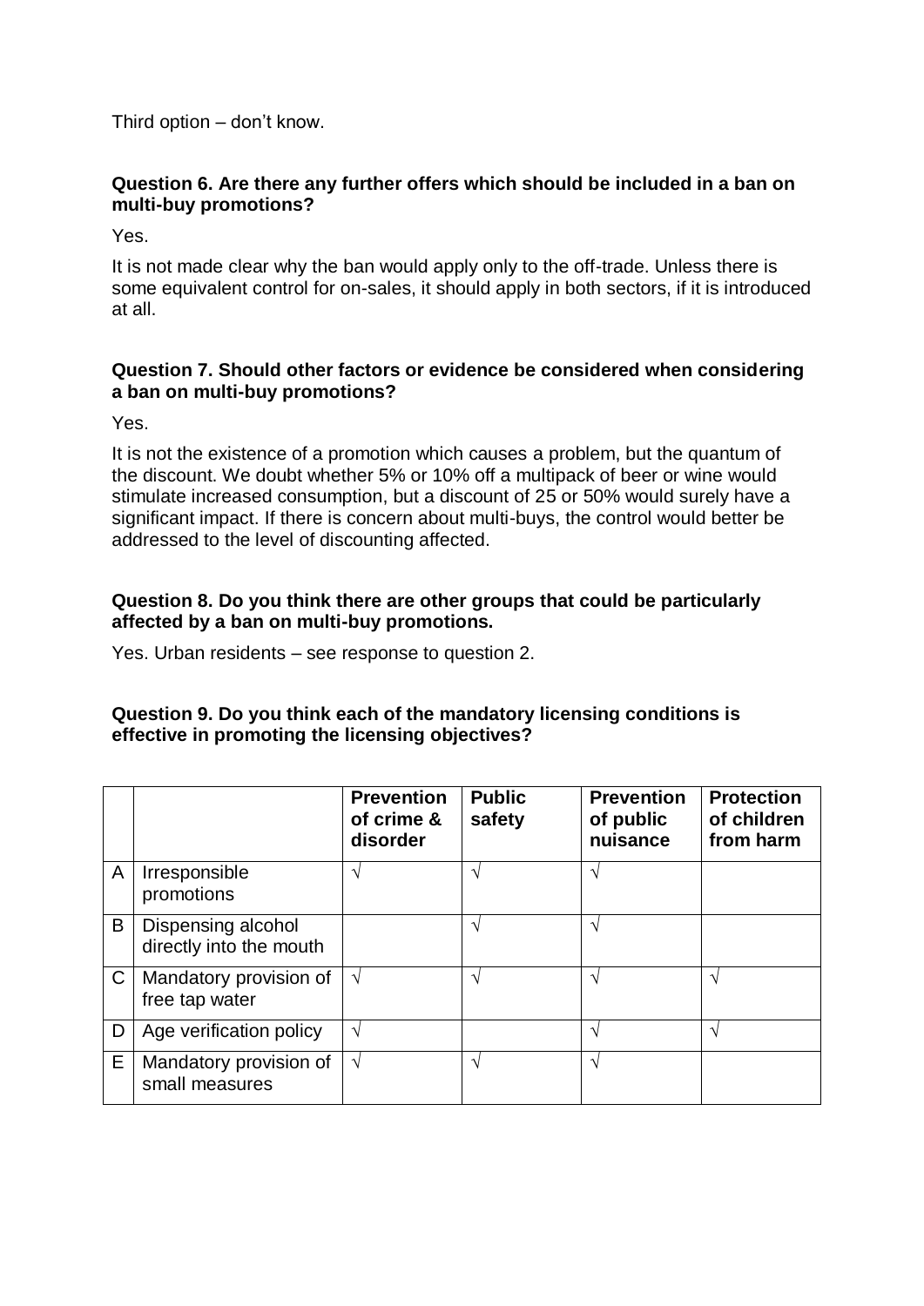Third option – don't know.

**Question 6. Are there any further offers which should be included in a ban on multi-buy promotions?**

Yes.

It is not made clear why the ban would apply only to the off-trade. Unless there is some equivalent control for on-sales, it should apply in both sectors, if it is introduced at all.

**Question 7. Should other factors or evidence be considered when considering a ban on multi-buy promotions?**

Yes.

It is not the existence of a promotion which causes a problem, but the quantum of the discount. We doubt whether 5% or 10% off a multipack of beer or wine would stimulate increased consumption, but a discount of 25 or 50% would surely have a significant impact. If there is concern about multi-buys, the control would better be addressed to the level of discounting affected.

**Question 8. Do you think there are other groups that could be particularly affected by a ban on multi-buy promotions.**

Yes. Urban residents – see response to question 2.

**Question 9. Do you think each of the mandatory licensing conditions is effective in promoting the licensing objectives?**

| | | **Prevention of crime & disorder** | **Public safety** | **Prevention of public nuisance** | **Protection of children from harm** |
|---|---|---|---|---|---|
| A | Irresponsible promotions | √ | √ | √ | |
| B | Dispensing alcohol directly into the mouth | | √ | √ | |
| C | Mandatory provision of free tap water | √ | √ | √ | √ |
| D | Age verification policy | √ | | √ | √ |
| E | Mandatory provision of small measures | √ | √ | √ | |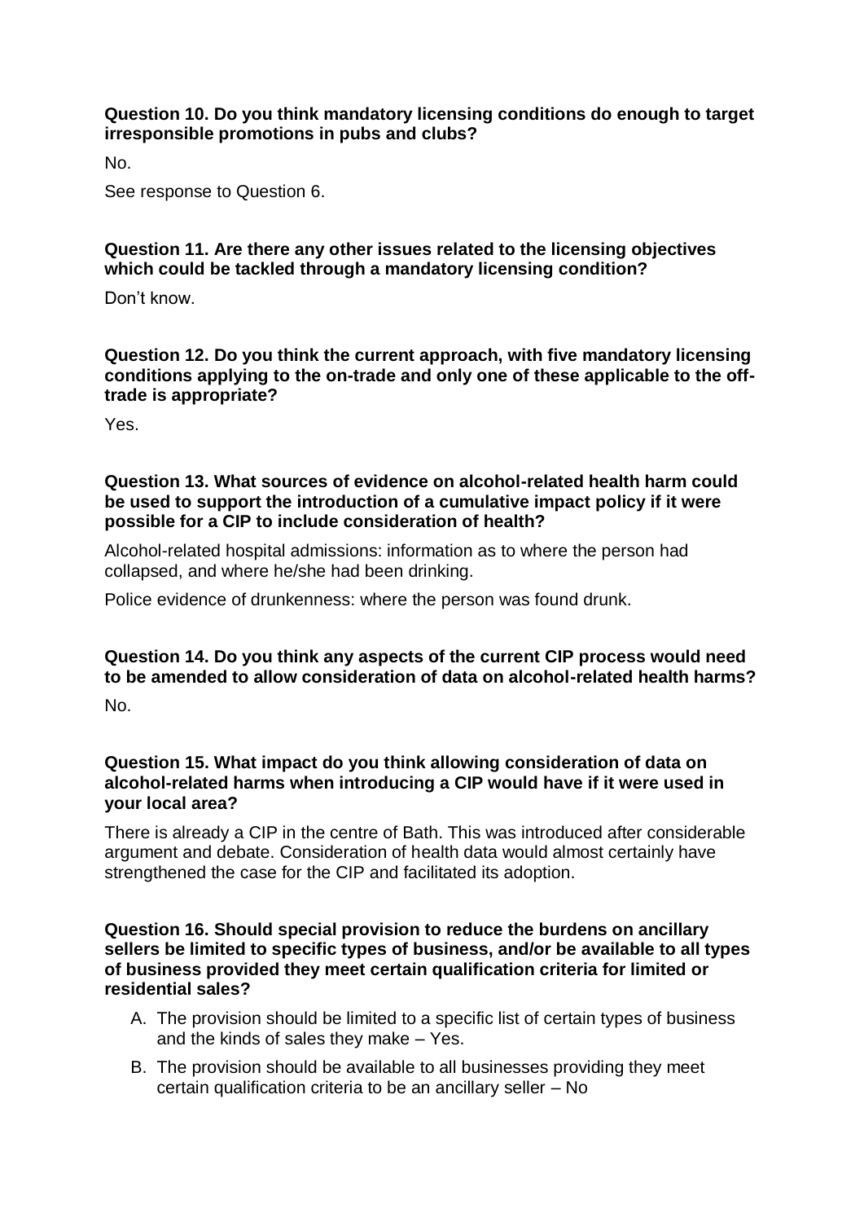**Question 10. Do you think mandatory licensing conditions do enough to target irresponsible promotions in pubs and clubs?**

No.

See response to Question 6.

**Question 11. Are there any other issues related to the licensing objectives which could be tackled through a mandatory licensing condition?**

Don't know.

**Question 12. Do you think the current approach, with five mandatory licensing conditions applying to the on-trade and only one of these applicable to the off-trade is appropriate?**

Yes.

**Question 13. What sources of evidence on alcohol-related health harm could be used to support the introduction of a cumulative impact policy if it were possible for a CIP to include consideration of health?**

Alcohol-related hospital admissions: information as to where the person had collapsed, and where he/she had been drinking.

Police evidence of drunkenness: where the person was found drunk.

**Question 14. Do you think any aspects of the current CIP process would need to be amended to allow consideration of data on alcohol-related health harms?**

No.

**Question 15. What impact do you think allowing consideration of data on alcohol-related harms when introducing a CIP would have if it were used in your local area?**

There is already a CIP in the centre of Bath. This was introduced after considerable argument and debate. Consideration of health data would almost certainly have strengthened the case for the CIP and facilitated its adoption.

**Question 16. Should special provision to reduce the burdens on ancillary sellers be limited to specific types of business, and/or be available to all types of business provided they meet certain qualification criteria for limited or residential sales?**

A. The provision should be limited to a specific list of certain types of business and the kinds of sales they make – Yes.

B. The provision should be available to all businesses providing they meet certain qualification criteria to be an ancillary seller – No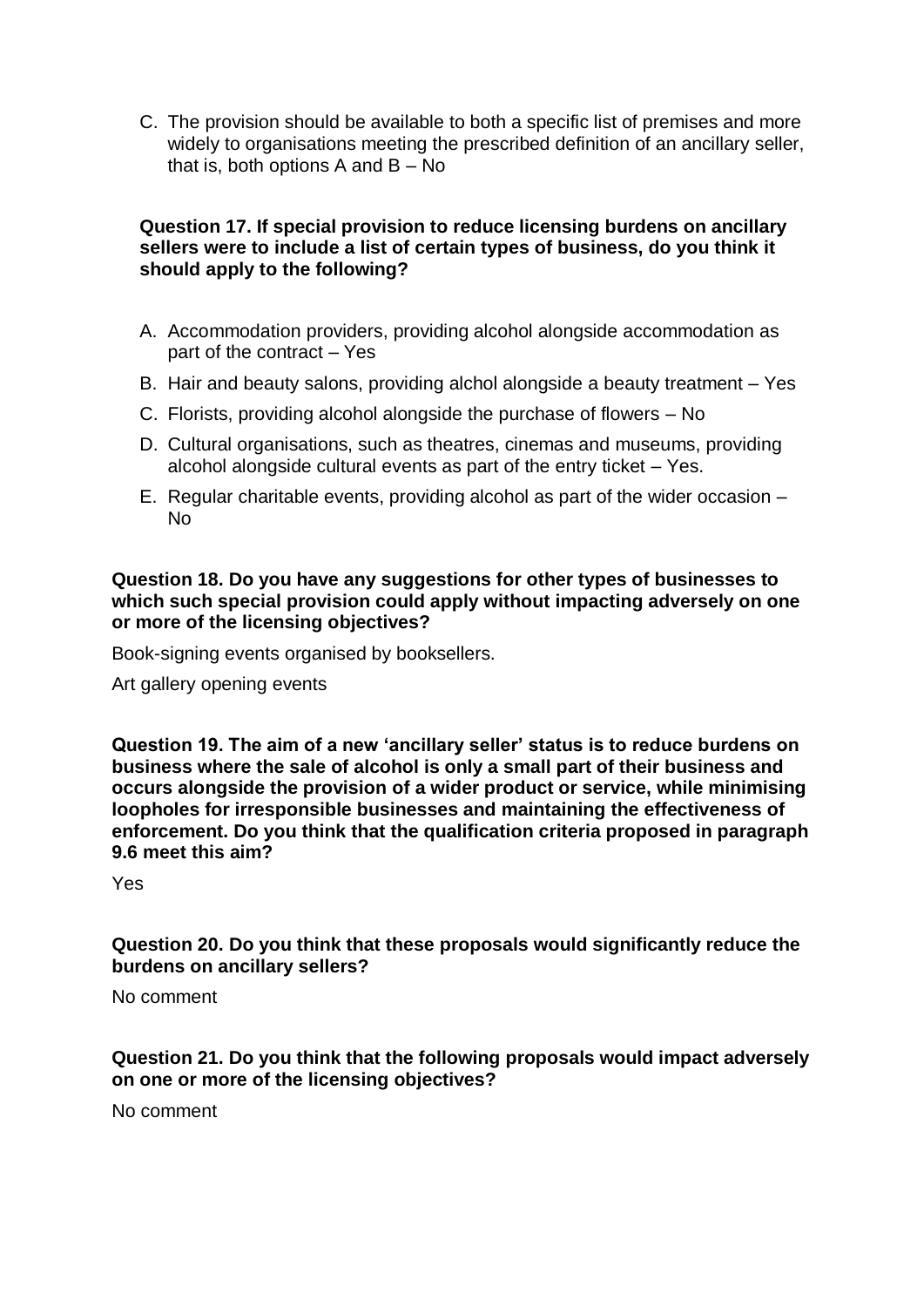C. The provision should be available to both a specific list of premises and more widely to organisations meeting the prescribed definition of an ancillary seller, that is, both options A and B – No

**Question 17. If special provision to reduce licensing burdens on ancillary sellers were to include a list of certain types of business, do you think it should apply to the following?**

A. Accommodation providers, providing alcohol alongside accommodation as part of the contract – Yes
B. Hair and beauty salons, providing alchol alongside a beauty treatment – Yes
C. Florists, providing alcohol alongside the purchase of flowers – No
D. Cultural organisations, such as theatres, cinemas and museums, providing alcohol alongside cultural events as part of the entry ticket – Yes.
E. Regular charitable events, providing alcohol as part of the wider occasion – No

**Question 18. Do you have any suggestions for other types of businesses to which such special provision could apply without impacting adversely on one or more of the licensing objectives?**

Book-signing events organised by booksellers.

Art gallery opening events

**Question 19. The aim of a new 'ancillary seller' status is to reduce burdens on business where the sale of alcohol is only a small part of their business and occurs alongside the provision of a wider product or service, while minimising loopholes for irresponsible businesses and maintaining the effectiveness of enforcement. Do you think that the qualification criteria proposed in paragraph 9.6 meet this aim?**

Yes

**Question 20. Do you think that these proposals would significantly reduce the burdens on ancillary sellers?**

No comment

**Question 21. Do you think that the following proposals would impact adversely on one or more of the licensing objectives?**

No comment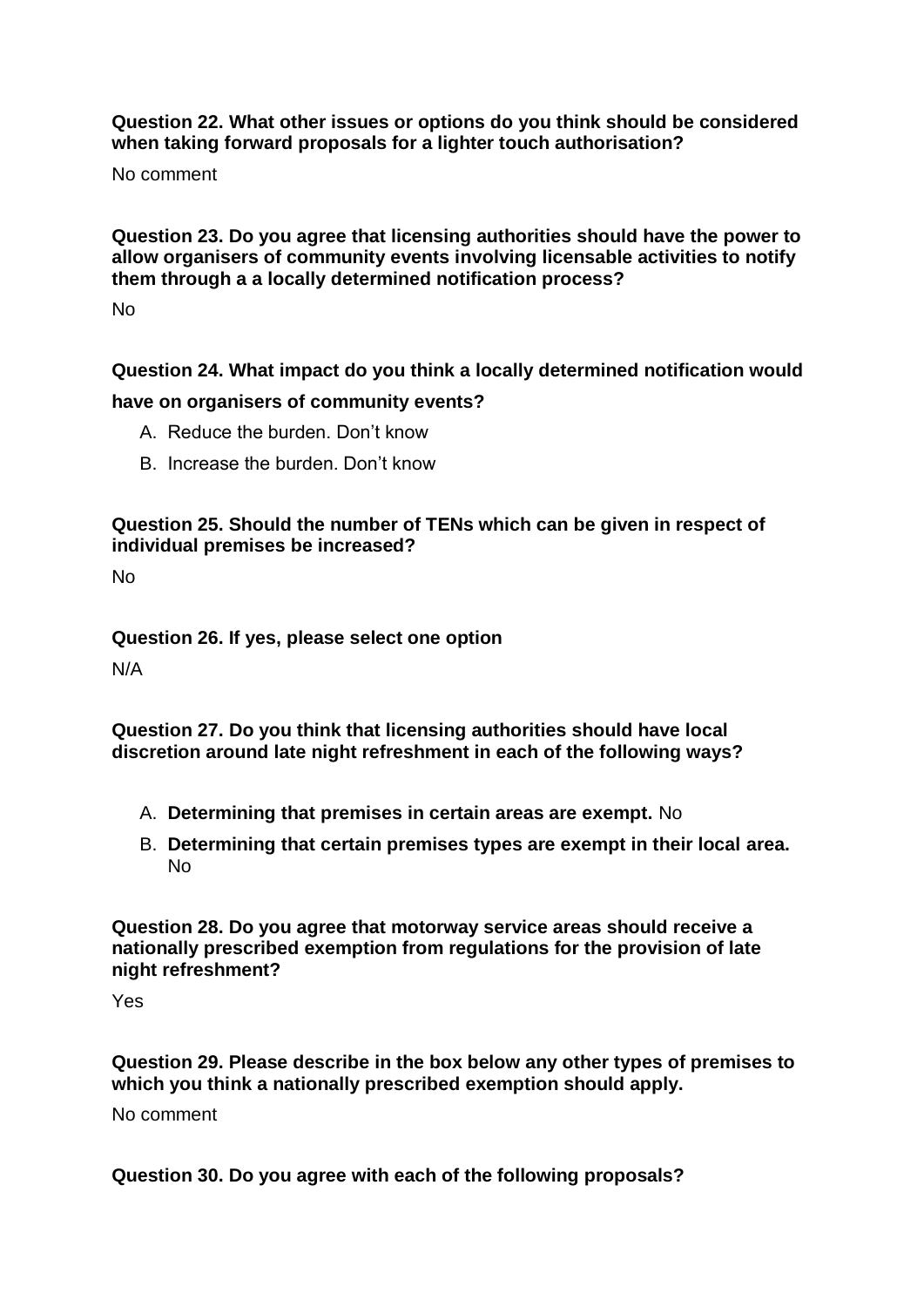**Question 22. What other issues or options do you think should be considered when taking forward proposals for a lighter touch authorisation?**

No comment

**Question 23. Do you agree that licensing authorities should have the power to allow organisers of community events involving licensable activities to notify them through a a locally determined notification process?**

No

**Question 24. What impact do you think a locally determined notification would have on organisers of community events?**

A. Reduce the burden. Don't know

B. Increase the burden. Don't know

**Question 25. Should the number of TENs which can be given in respect of individual premises be increased?**

No

**Question 26. If yes, please select one option**

N/A

**Question 27. Do you think that licensing authorities should have local discretion around late night refreshment in each of the following ways?**

A. **Determining that premises in certain areas are exempt.** No

B. **Determining that certain premises types are exempt in their local area.** No

**Question 28. Do you agree that motorway service areas should receive a nationally prescribed exemption from regulations for the provision of late night refreshment?**

Yes

**Question 29. Please describe in the box below any other types of premises to which you think a nationally prescribed exemption should apply.**

No comment

**Question 30. Do you agree with each of the following proposals?**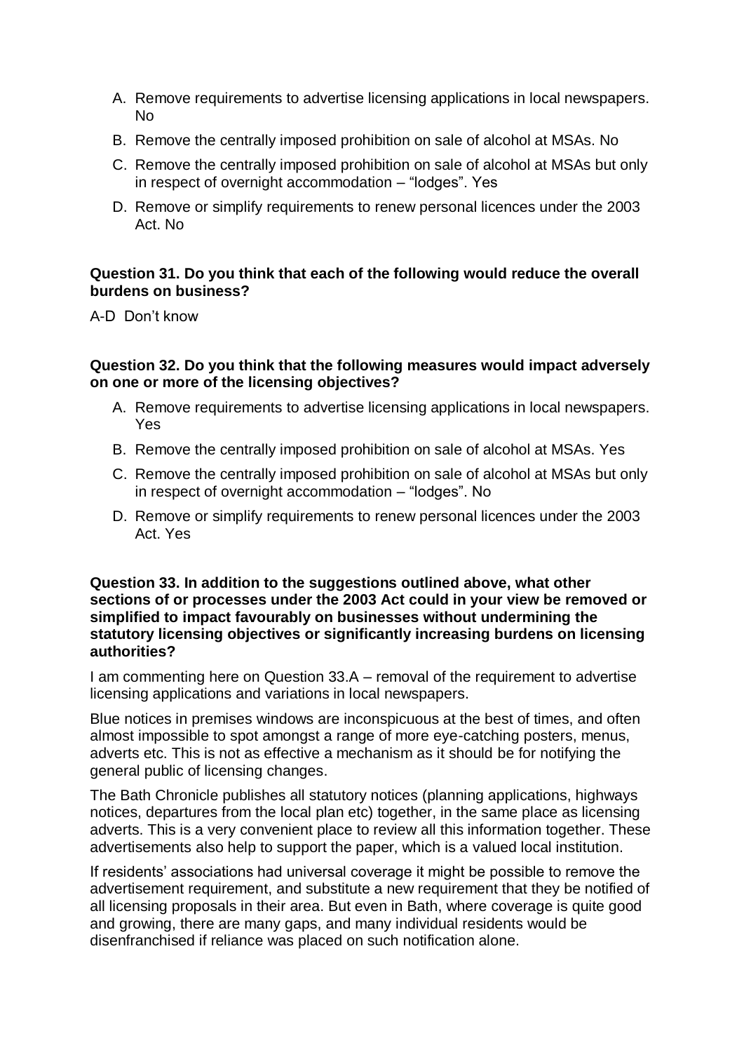A. Remove requirements to advertise licensing applications in local newspapers. No
B. Remove the centrally imposed prohibition on sale of alcohol at MSAs. No
C. Remove the centrally imposed prohibition on sale of alcohol at MSAs but only in respect of overnight accommodation – "lodges". Yes
D. Remove or simplify requirements to renew personal licences under the 2003 Act. No

**Question 31. Do you think that each of the following would reduce the overall burdens on business?**

A-D Don't know

**Question 32. Do you think that the following measures would impact adversely on one or more of the licensing objectives?**

A. Remove requirements to advertise licensing applications in local newspapers. Yes
B. Remove the centrally imposed prohibition on sale of alcohol at MSAs. Yes
C. Remove the centrally imposed prohibition on sale of alcohol at MSAs but only in respect of overnight accommodation – "lodges". No
D. Remove or simplify requirements to renew personal licences under the 2003 Act. Yes

**Question 33. In addition to the suggestions outlined above, what other sections of or processes under the 2003 Act could in your view be removed or simplified to impact favourably on businesses without undermining the statutory licensing objectives or significantly increasing burdens on licensing authorities?**

I am commenting here on Question 33.A – removal of the requirement to advertise licensing applications and variations in local newspapers.

Blue notices in premises windows are inconspicuous at the best of times, and often almost impossible to spot amongst a range of more eye-catching posters, menus, adverts etc. This is not as effective a mechanism as it should be for notifying the general public of licensing changes.

The Bath Chronicle publishes all statutory notices (planning applications, highways notices, departures from the local plan etc) together, in the same place as licensing adverts. This is a very convenient place to review all this information together. These advertisements also help to support the paper, which is a valued local institution.

If residents' associations had universal coverage it might be possible to remove the advertisement requirement, and substitute a new requirement that they be notified of all licensing proposals in their area. But even in Bath, where coverage is quite good and growing, there are many gaps, and many individual residents would be disenfranchised if reliance was placed on such notification alone.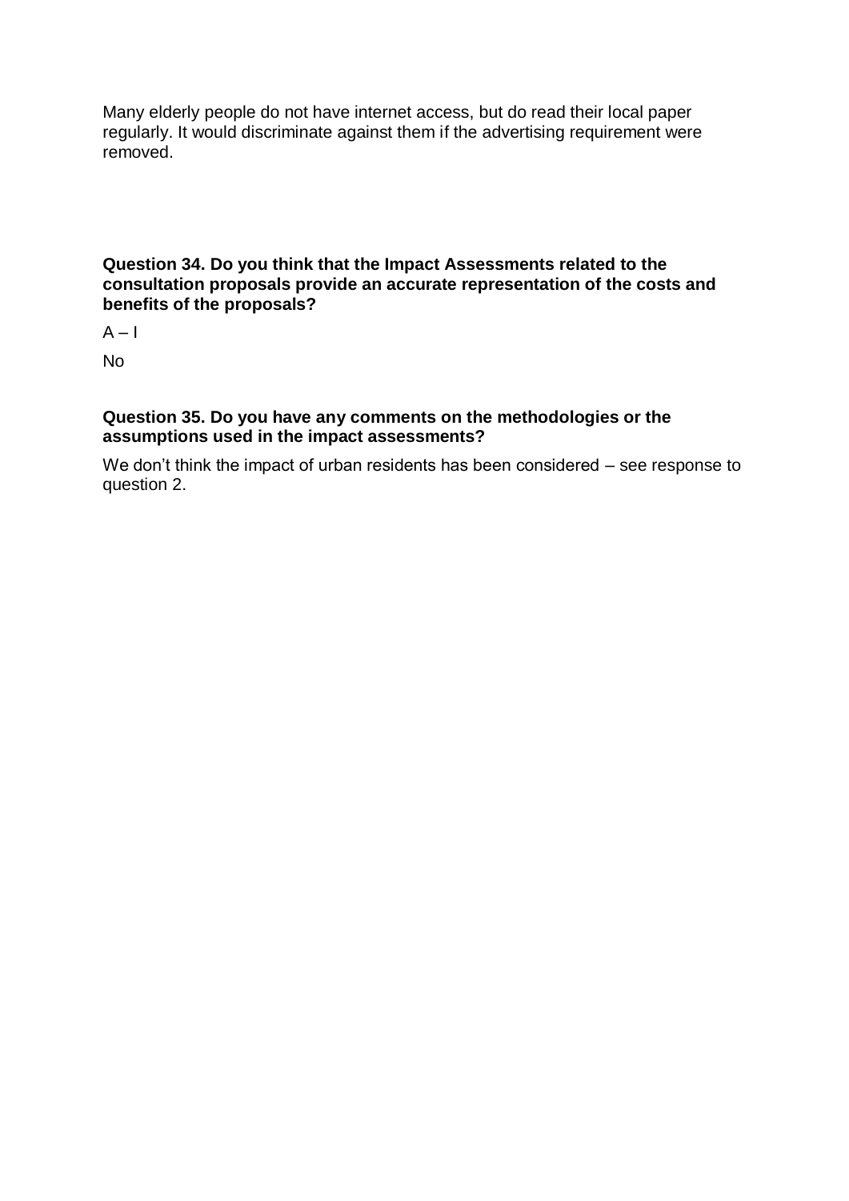Many elderly people do not have internet access, but do read their local paper regularly. It would discriminate against them if the advertising requirement were removed.

**Question 34. Do you think that the Impact Assessments related to the consultation proposals provide an accurate representation of the costs and benefits of the proposals?**

A – I

No

**Question 35. Do you have any comments on the methodologies or the assumptions used in the impact assessments?**

We don't think the impact of urban residents has been considered – see response to question 2.